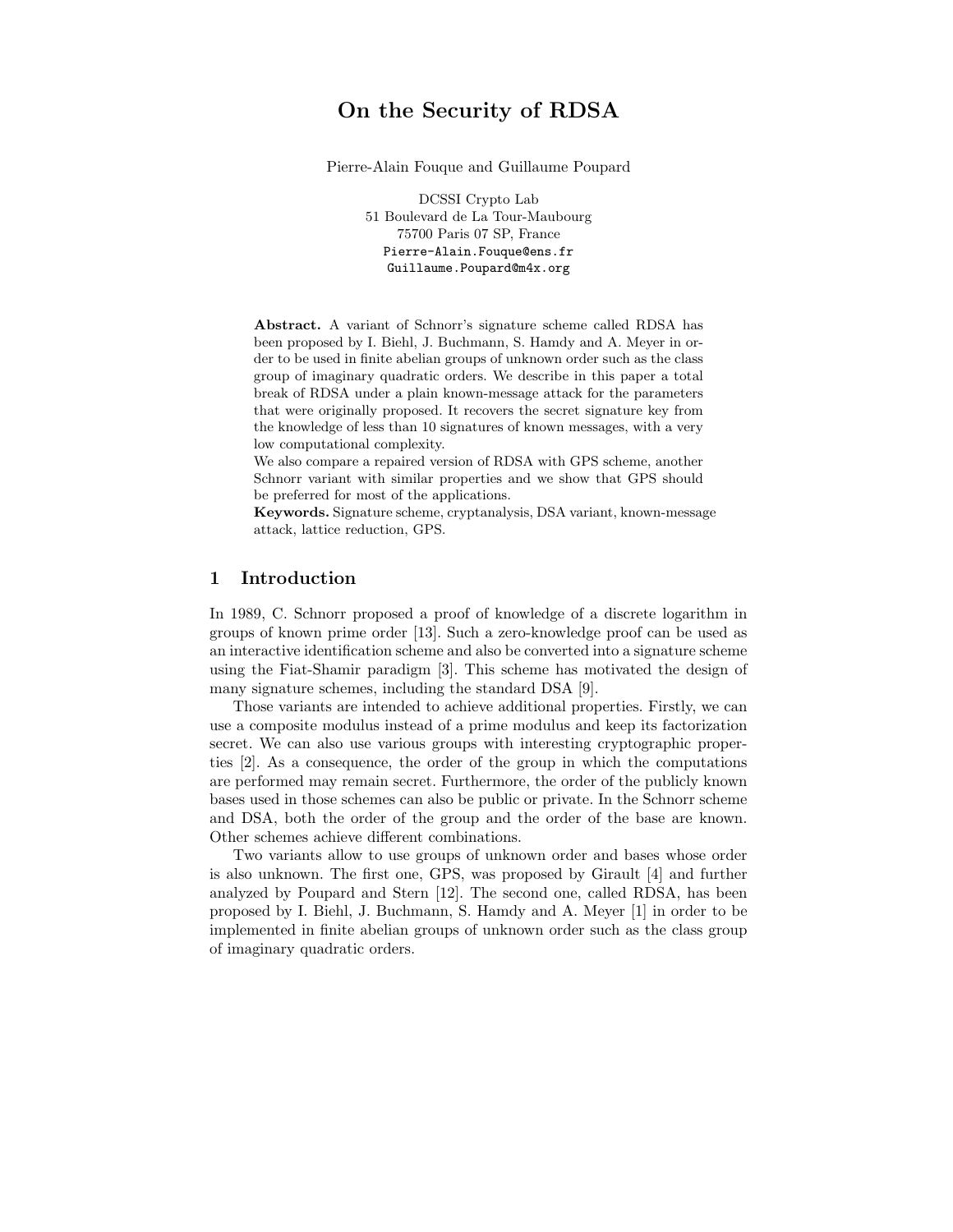# On the Security of RDSA

Pierre-Alain Fouque and Guillaume Poupard

DCSSI Crypto Lab
51 Boulevard de La Tour-Maubourg
75700 Paris 07 SP, France
Pierre-Alain.Fouque@ens.fr
Guillaume.Poupard@m4x.org

**Abstract.** A variant of Schnorr's signature scheme called RDSA has been proposed by I. Biehl, J. Buchmann, S. Hamdy and A. Meyer in order to be used in finite abelian groups of unknown order such as the class group of imaginary quadratic orders. We describe in this paper a total break of RDSA under a plain known-message attack for the parameters that were originally proposed. It recovers the secret signature key from the knowledge of less than 10 signatures of known messages, with a very low computational complexity.
We also compare a repaired version of RDSA with GPS scheme, another Schnorr variant with similar properties and we show that GPS should be preferred for most of the applications.
**Keywords.** Signature scheme, cryptanalysis, DSA variant, known-message attack, lattice reduction, GPS.

## 1 Introduction

In 1989, C. Schnorr proposed a proof of knowledge of a discrete logarithm in groups of known prime order [13]. Such a zero-knowledge proof can be used as an interactive identification scheme and also be converted into a signature scheme using the Fiat-Shamir paradigm [3]. This scheme has motivated the design of many signature schemes, including the standard DSA [9].

Those variants are intended to achieve additional properties. Firstly, we can use a composite modulus instead of a prime modulus and keep its factorization secret. We can also use various groups with interesting cryptographic properties [2]. As a consequence, the order of the group in which the computations are performed may remain secret. Furthermore, the order of the publicly known bases used in those schemes can also be public or private. In the Schnorr scheme and DSA, both the order of the group and the order of the base are known. Other schemes achieve different combinations.

Two variants allow to use groups of unknown order and bases whose order is also unknown. The first one, GPS, was proposed by Girault [4] and further analyzed by Poupard and Stern [12]. The second one, called RDSA, has been proposed by I. Biehl, J. Buchmann, S. Hamdy and A. Meyer [1] in order to be implemented in finite abelian groups of unknown order such as the class group of imaginary quadratic orders.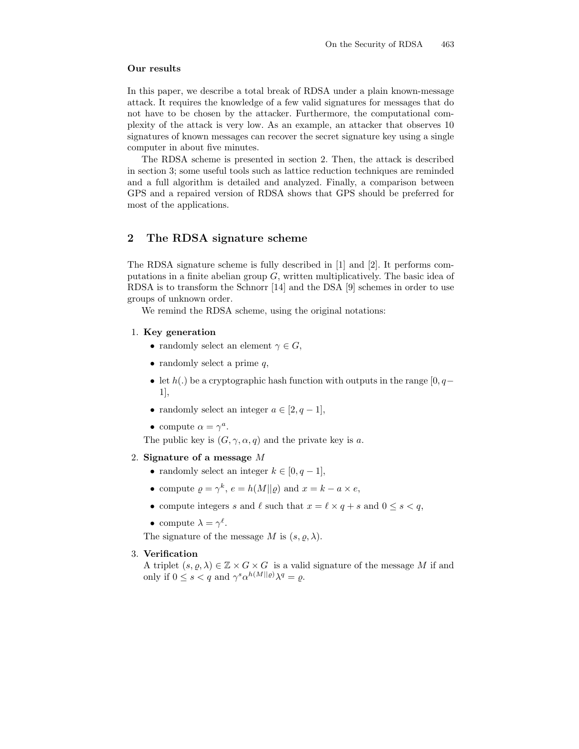**Our results**

In this paper, we describe a total break of RDSA under a plain known-message attack. It requires the knowledge of a few valid signatures for messages that do not have to be chosen by the attacker. Furthermore, the computational complexity of the attack is very low. As an example, an attacker that observes 10 signatures of known messages can recover the secret signature key using a single computer in about five minutes.

The RDSA scheme is presented in section 2. Then, the attack is described in section 3; some useful tools such as lattice reduction techniques are reminded and a full algorithm is detailed and analyzed. Finally, a comparison between GPS and a repaired version of RDSA shows that GPS should be preferred for most of the applications.

## 2 The RDSA signature scheme

The RDSA signature scheme is fully described in [1] and [2]. It performs computations in a finite abelian group $G$, written multiplicatively. The basic idea of RDSA is to transform the Schnorr [14] and the DSA [9] schemes in order to use groups of unknown order.

We remind the RDSA scheme, using the original notations:

1. **Key generation**
   - randomly select an element $\gamma \in G$,
   - randomly select a prime $q$,
   - let $h(.)$ be a cryptographic hash function with outputs in the range $[0, q-1]$,
   - randomly select an integer $a \in [2, q-1]$,
   - compute $\alpha = \gamma^a$.

   The public key is $(G, \gamma, \alpha, q)$ and the private key is $a$.

2. **Signature of a message** $M$
   - randomly select an integer $k \in [0, q-1]$,
   - compute $\varrho = \gamma^k$, $e = h(M||\varrho)$ and $x = k - a \times e$,
   - compute integers $s$ and $\ell$ such that $x = \ell \times q + s$ and $0 \leq s < q$,
   - compute $\lambda = \gamma^\ell$.

   The signature of the message $M$ is $(s, \varrho, \lambda)$.

3. **Verification**

   A triplet $(s, \varrho, \lambda) \in \mathbb{Z} \times G \times G$ is a valid signature of the message $M$ if and only if $0 \leq s < q$ and $\gamma^s \alpha^{h(M||\varrho)} \lambda^q = \varrho$.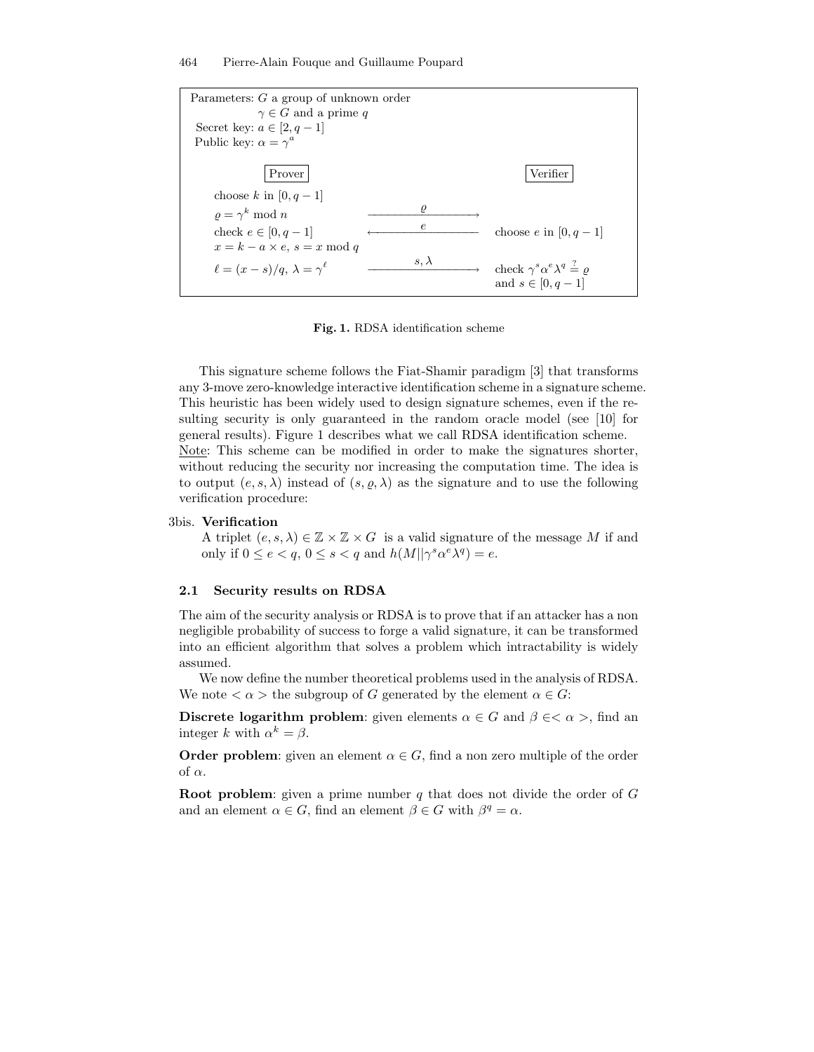Parameters: $G$ a group of unknown order
$\gamma \in G$ and a prime $q$
Secret key: $a \in [2, q-1]$
Public key: $\alpha = \gamma^a$

| Prover | | Verifier |
|---|---|---|
| choose $k$ in $[0, q-1]$ | | |
| $\varrho = \gamma^k \bmod n$ | $\xrightarrow{\quad \varrho \quad}$ | |
| check $e \in [0, q-1]$ | $\xleftarrow{\quad e \quad}$ | choose $e$ in $[0, q-1]$ |
| $x = k - a \times e,\ s = x \bmod q$ | | |
| $\ell = (x - s)/q,\ \lambda = \gamma^\ell$ | $\xrightarrow{\quad s, \lambda \quad}$ | check $\gamma^s \alpha^e \lambda^q \stackrel{?}{=} \varrho$ and $s \in [0, q-1]$ |

**Fig. 1.** RDSA identification scheme

This signature scheme follows the Fiat-Shamir paradigm [3] that transforms any 3-move zero-knowledge interactive identification scheme in a signature scheme. This heuristic has been widely used to design signature schemes, even if the resulting security is only guaranteed in the random oracle model (see [10] for general results). Figure 1 describes what we call RDSA identification scheme.
Note: This scheme can be modified in order to make the signatures shorter, without reducing the security nor increasing the computation time. The idea is to output $(e, s, \lambda)$ instead of $(s, \varrho, \lambda)$ as the signature and to use the following verification procedure:

3bis. **Verification**
A triplet $(e, s, \lambda) \in \mathbb{Z} \times \mathbb{Z} \times G$ is a valid signature of the message $M$ if and only if $0 \leq e < q$, $0 \leq s < q$ and $h(M || \gamma^s \alpha^e \lambda^q) = e$.

### 2.1 Security results on RDSA

The aim of the security analysis or RDSA is to prove that if an attacker has a non negligible probability of success to forge a valid signature, it can be transformed into an efficient algorithm that solves a problem which intractability is widely assumed.

We now define the number theoretical problems used in the analysis of RDSA. We note $<\alpha>$ the subgroup of $G$ generated by the element $\alpha \in G$:

**Discrete logarithm problem**: given elements $\alpha \in G$ and $\beta \in <\alpha>$, find an integer $k$ with $\alpha^k = \beta$.

**Order problem**: given an element $\alpha \in G$, find a non zero multiple of the order of $\alpha$.

**Root problem**: given a prime number $q$ that does not divide the order of $G$ and an element $\alpha \in G$, find an element $\beta \in G$ with $\beta^q = \alpha$.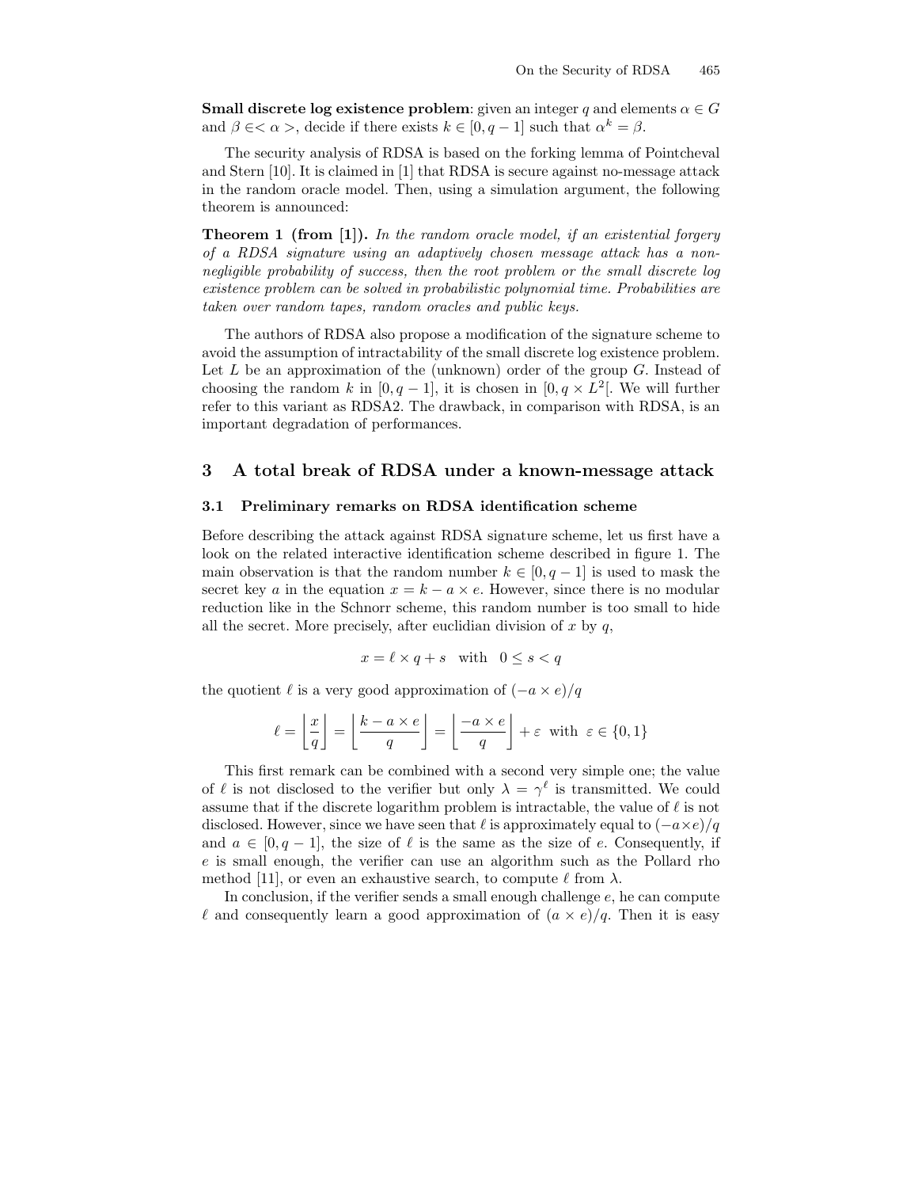**Small discrete log existence problem**: given an integer $q$ and elements $\alpha \in G$ and $\beta \in <\alpha>$, decide if there exists $k \in [0, q-1]$ such that $\alpha^k = \beta$.

The security analysis of RDSA is based on the forking lemma of Pointcheval and Stern [10]. It is claimed in [1] that RDSA is secure against no-message attack in the random oracle model. Then, using a simulation argument, the following theorem is announced:

**Theorem 1 (from [1]).** *In the random oracle model, if an existential forgery of a RDSA signature using an adaptively chosen message attack has a non-negligible probability of success, then the root problem or the small discrete log existence problem can be solved in probabilistic polynomial time. Probabilities are taken over random tapes, random oracles and public keys.*

The authors of RDSA also propose a modification of the signature scheme to avoid the assumption of intractability of the small discrete log existence problem. Let $L$ be an approximation of the (unknown) order of the group $G$. Instead of choosing the random $k$ in $[0, q-1]$, it is chosen in $[0, q \times L^2[$. We will further refer to this variant as RDSA2. The drawback, in comparison with RDSA, is an important degradation of performances.

## 3 A total break of RDSA under a known-message attack

### 3.1 Preliminary remarks on RDSA identification scheme

Before describing the attack against RDSA signature scheme, let us first have a look on the related interactive identification scheme described in figure 1. The main observation is that the random number $k \in [0, q-1]$ is used to mask the secret key $a$ in the equation $x = k - a \times e$. However, since there is no modular reduction like in the Schnorr scheme, this random number is too small to hide all the secret. More precisely, after euclidian division of $x$ by $q$,

$$x = \ell \times q + s \quad \text{with} \quad 0 \leq s < q$$

the quotient $\ell$ is a very good approximation of $(-a \times e)/q$

$$\ell = \left\lfloor \frac{x}{q} \right\rfloor = \left\lfloor \frac{k - a \times e}{q} \right\rfloor = \left\lfloor \frac{-a \times e}{q} \right\rfloor + \varepsilon \ \text{ with } \ \varepsilon \in \{0, 1\}$$

This first remark can be combined with a second very simple one; the value of $\ell$ is not disclosed to the verifier but only $\lambda = \gamma^\ell$ is transmitted. We could assume that if the discrete logarithm problem is intractable, the value of $\ell$ is not disclosed. However, since we have seen that $\ell$ is approximately equal to $(-a \times e)/q$ and $a \in [0, q-1]$, the size of $\ell$ is the same as the size of $e$. Consequently, if $e$ is small enough, the verifier can use an algorithm such as the Pollard rho method [11], or even an exhaustive search, to compute $\ell$ from $\lambda$.

In conclusion, if the verifier sends a small enough challenge $e$, he can compute $\ell$ and consequently learn a good approximation of $(a \times e)/q$. Then it is easy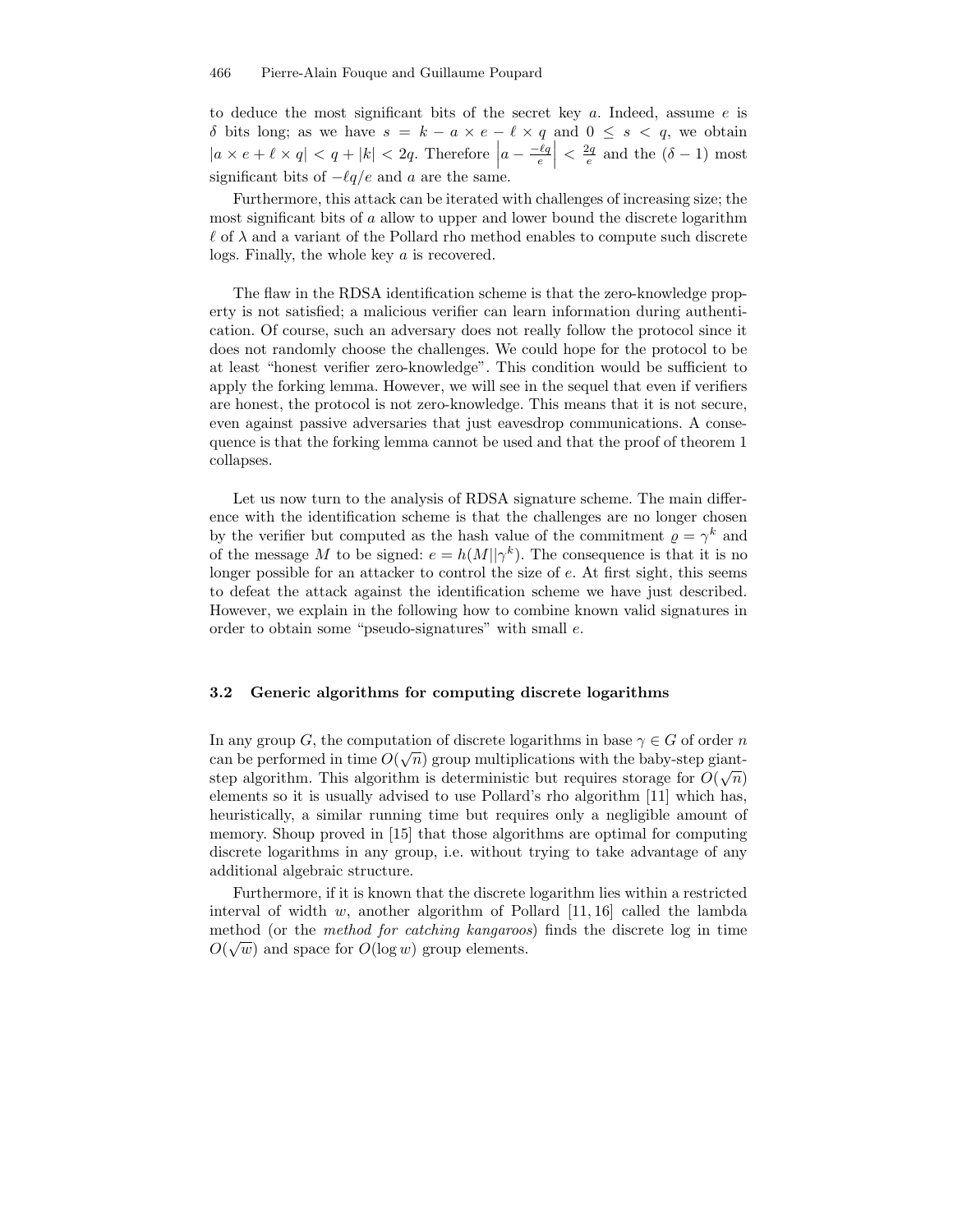to deduce the most significant bits of the secret key $a$. Indeed, assume $e$ is $\delta$ bits long; as we have $s = k - a \times e - \ell \times q$ and $0 \leq s < q$, we obtain $|a \times e + \ell \times q| < q + |k| < 2q$. Therefore $\left| a - \frac{-\ell q}{e} \right| < \frac{2q}{e}$ and the $(\delta - 1)$ most significant bits of $-\ell q / e$ and $a$ are the same.

Furthermore, this attack can be iterated with challenges of increasing size; the most significant bits of $a$ allow to upper and lower bound the discrete logarithm $\ell$ of $\lambda$ and a variant of the Pollard rho method enables to compute such discrete logs. Finally, the whole key $a$ is recovered.

The flaw in the RDSA identification scheme is that the zero-knowledge property is not satisfied; a malicious verifier can learn information during authentication. Of course, such an adversary does not really follow the protocol since it does not randomly choose the challenges. We could hope for the protocol to be at least "honest verifier zero-knowledge". This condition would be sufficient to apply the forking lemma. However, we will see in the sequel that even if verifiers are honest, the protocol is not zero-knowledge. This means that it is not secure, even against passive adversaries that just eavesdrop communications. A consequence is that the forking lemma cannot be used and that the proof of theorem 1 collapses.

Let us now turn to the analysis of RDSA signature scheme. The main difference with the identification scheme is that the challenges are no longer chosen by the verifier but computed as the hash value of the commitment $\varrho = \gamma^k$ and of the message $M$ to be signed: $e = h(M || \gamma^k)$. The consequence is that it is no longer possible for an attacker to control the size of $e$. At first sight, this seems to defeat the attack against the identification scheme we have just described. However, we explain in the following how to combine known valid signatures in order to obtain some "pseudo-signatures" with small $e$.

### 3.2 Generic algorithms for computing discrete logarithms

In any group $G$, the computation of discrete logarithms in base $\gamma \in G$ of order $n$ can be performed in time $O(\sqrt{n})$ group multiplications with the baby-step giant-step algorithm. This algorithm is deterministic but requires storage for $O(\sqrt{n})$ elements so it is usually advised to use Pollard's rho algorithm [11] which has, heuristically, a similar running time but requires only a negligible amount of memory. Shoup proved in [15] that those algorithms are optimal for computing discrete logarithms in any group, i.e. without trying to take advantage of any additional algebraic structure.

Furthermore, if it is known that the discrete logarithm lies within a restricted interval of width $w$, another algorithm of Pollard [11, 16] called the lambda method (or the *method for catching kangaroos*) finds the discrete log in time $O(\sqrt{w})$ and space for $O(\log w)$ group elements.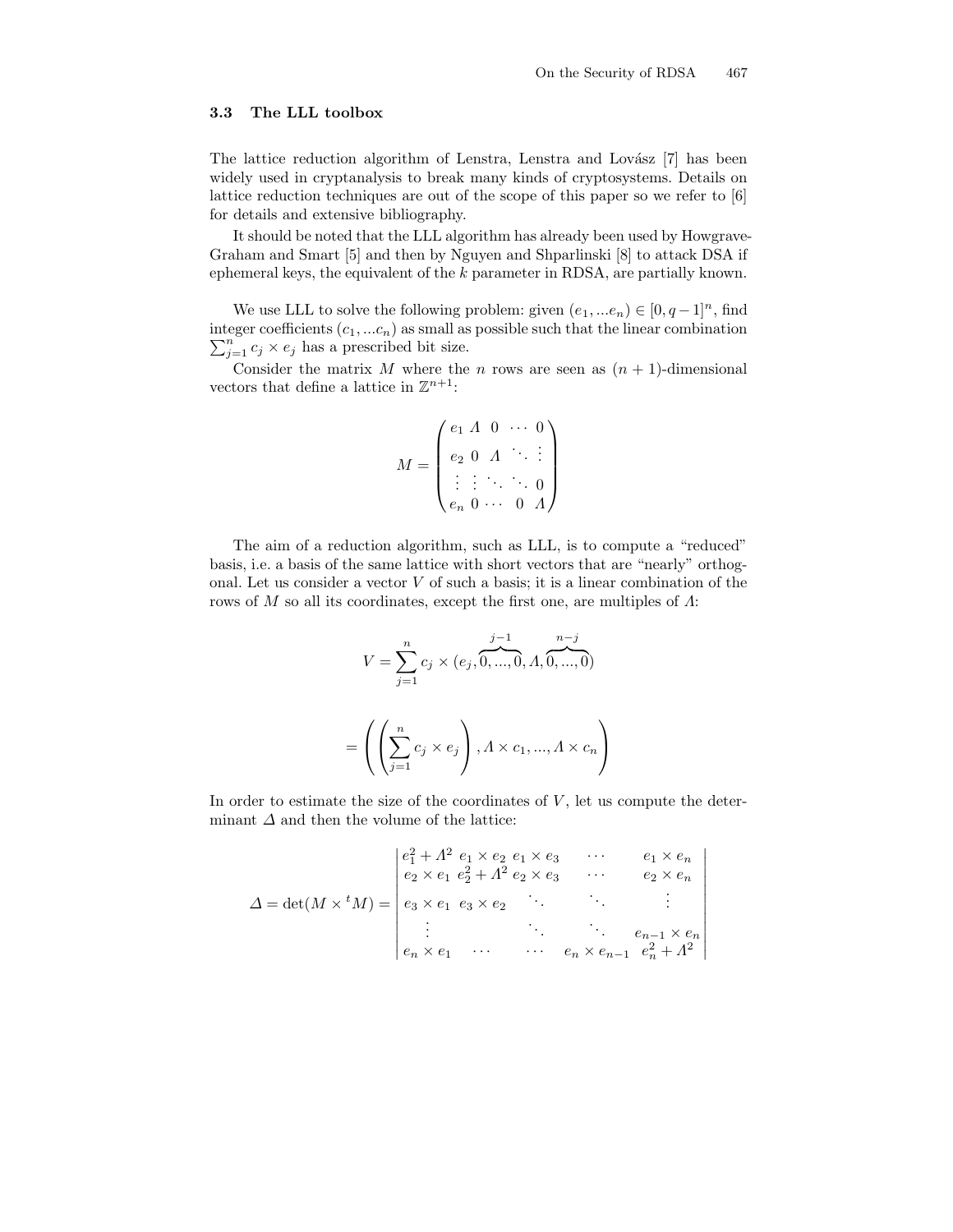### 3.3 The LLL toolbox

The lattice reduction algorithm of Lenstra, Lenstra and Lovász [7] has been widely used in cryptanalysis to break many kinds of cryptosystems. Details on lattice reduction techniques are out of the scope of this paper so we refer to [6] for details and extensive bibliography.

It should be noted that the LLL algorithm has already been used by Howgrave-Graham and Smart [5] and then by Nguyen and Shparlinski [8] to attack DSA if ephemeral keys, the equivalent of the $k$ parameter in RDSA, are partially known.

We use LLL to solve the following problem: given $(e_1, ...e_n) \in [0, q-1]^n$, find integer coefficients $(c_1, ...c_n)$ as small as possible such that the linear combination $\sum_{j=1}^{n} c_j \times e_j$ has a prescribed bit size.

Consider the matrix $M$ where the $n$ rows are seen as $(n+1)$-dimensional vectors that define a lattice in $\mathbb{Z}^{n+1}$:

$$M = \begin{pmatrix} e_1 & \Lambda & 0 & \cdots & 0 \\ e_2 & 0 & \Lambda & \ddots & \vdots \\ \vdots & \vdots & \ddots & \ddots & 0 \\ e_n & 0 & \cdots & 0 & \Lambda \end{pmatrix}$$

The aim of a reduction algorithm, such as LLL, is to compute a "reduced" basis, i.e. a basis of the same lattice with short vectors that are "nearly" orthogonal. Let us consider a vector $V$ of such a basis; it is a linear combination of the rows of $M$ so all its coordinates, except the first one, are multiples of $\Lambda$:

$$V = \sum_{j=1}^{n} c_j \times (e_j, \overbrace{0, ..., 0}^{j-1}, \Lambda, \overbrace{0, ..., 0}^{n-j})$$

$$= \left( \left( \sum_{j=1}^{n} c_j \times e_j \right), \Lambda \times c_1, ..., \Lambda \times c_n \right)$$

In order to estimate the size of the coordinates of $V$, let us compute the determinant $\Delta$ and then the volume of the lattice:

$$\Delta = \det(M \times {}^tM) = \begin{vmatrix} e_1^2 + \Lambda^2 & e_1 \times e_2 & e_1 \times e_3 & \cdots & e_1 \times e_n \\ e_2 \times e_1 & e_2^2 + \Lambda^2 & e_2 \times e_3 & \cdots & e_2 \times e_n \\ e_3 \times e_1 & e_3 \times e_2 & \ddots & \ddots & \vdots \\ \vdots & & \ddots & \ddots & e_{n-1} \times e_n \\ e_n \times e_1 & \cdots & \cdots & e_n \times e_{n-1} & e_n^2 + \Lambda^2 \end{vmatrix}$$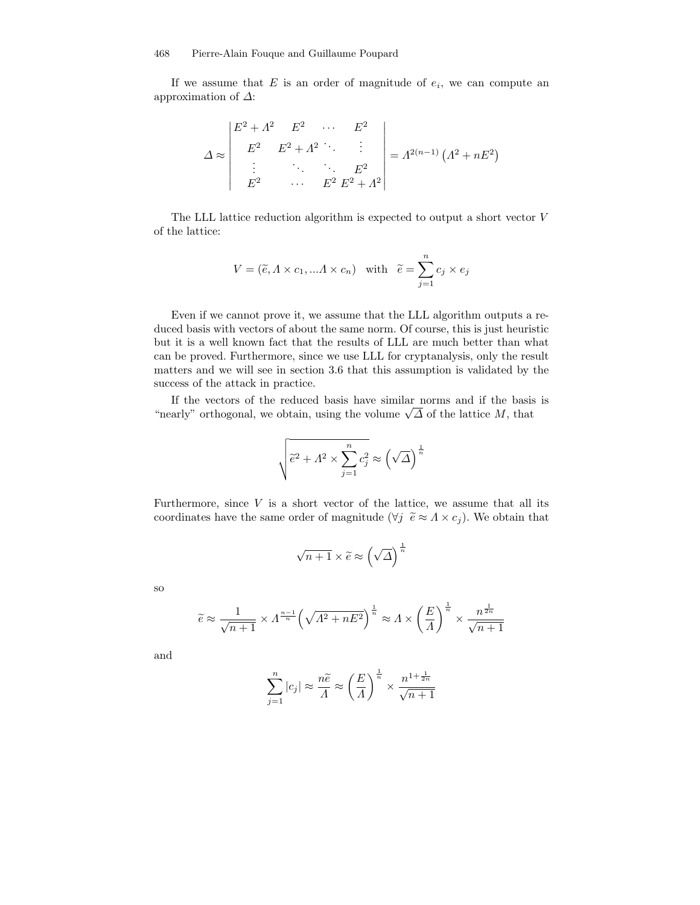If we assume that $E$ is an order of magnitude of $e_i$, we can compute an approximation of $\Delta$:

$$\Delta \approx \begin{vmatrix} E^2 + \Lambda^2 & E^2 & \cdots & E^2 \\ E^2 & E^2 + \Lambda^2 & \ddots & \vdots \\ \vdots & \ddots & \ddots & E^2 \\ E^2 & \cdots & E^2 & E^2 + \Lambda^2 \end{vmatrix} = \Lambda^{2(n-1)} \left( \Lambda^2 + nE^2 \right)$$

The LLL lattice reduction algorithm is expected to output a short vector $V$ of the lattice:

$$V = (\widetilde{e}, \Lambda \times c_1, ... \Lambda \times c_n) \quad \text{with} \quad \widetilde{e} = \sum_{j=1}^{n} c_j \times e_j$$

Even if we cannot prove it, we assume that the LLL algorithm outputs a reduced basis with vectors of about the same norm. Of course, this is just heuristic but it is a well known fact that the results of LLL are much better than what can be proved. Furthermore, since we use LLL for cryptanalysis, only the result matters and we will see in section 3.6 that this assumption is validated by the success of the attack in practice.

If the vectors of the reduced basis have similar norms and if the basis is "nearly" orthogonal, we obtain, using the volume $\sqrt{\Delta}$ of the lattice $M$, that

$$\sqrt{\widetilde{e}^2 + \Lambda^2 \times \sum_{j=1}^{n} c_j^2} \approx \left( \sqrt{\Delta} \right)^{\frac{1}{n}}$$

Furthermore, since $V$ is a short vector of the lattice, we assume that all its coordinates have the same order of magnitude ($\forall j \;\; \widetilde{e} \approx \Lambda \times c_j$). We obtain that

$$\sqrt{n+1} \times \widetilde{e} \approx \left( \sqrt{\Delta} \right)^{\frac{1}{n}}$$

so

$$\widetilde{e} \approx \frac{1}{\sqrt{n+1}} \times \Lambda^{\frac{n-1}{n}} \left( \sqrt{\Lambda^2 + nE^2} \right)^{\frac{1}{n}} \approx \Lambda \times \left( \frac{E}{\Lambda} \right)^{\frac{1}{n}} \times \frac{n^{\frac{1}{2n}}}{\sqrt{n+1}}$$

and

$$\sum_{j=1}^{n} |c_j| \approx \frac{n\widetilde{e}}{\Lambda} \approx \left( \frac{E}{\Lambda} \right)^{\frac{1}{n}} \times \frac{n^{1+\frac{1}{2n}}}{\sqrt{n+1}}$$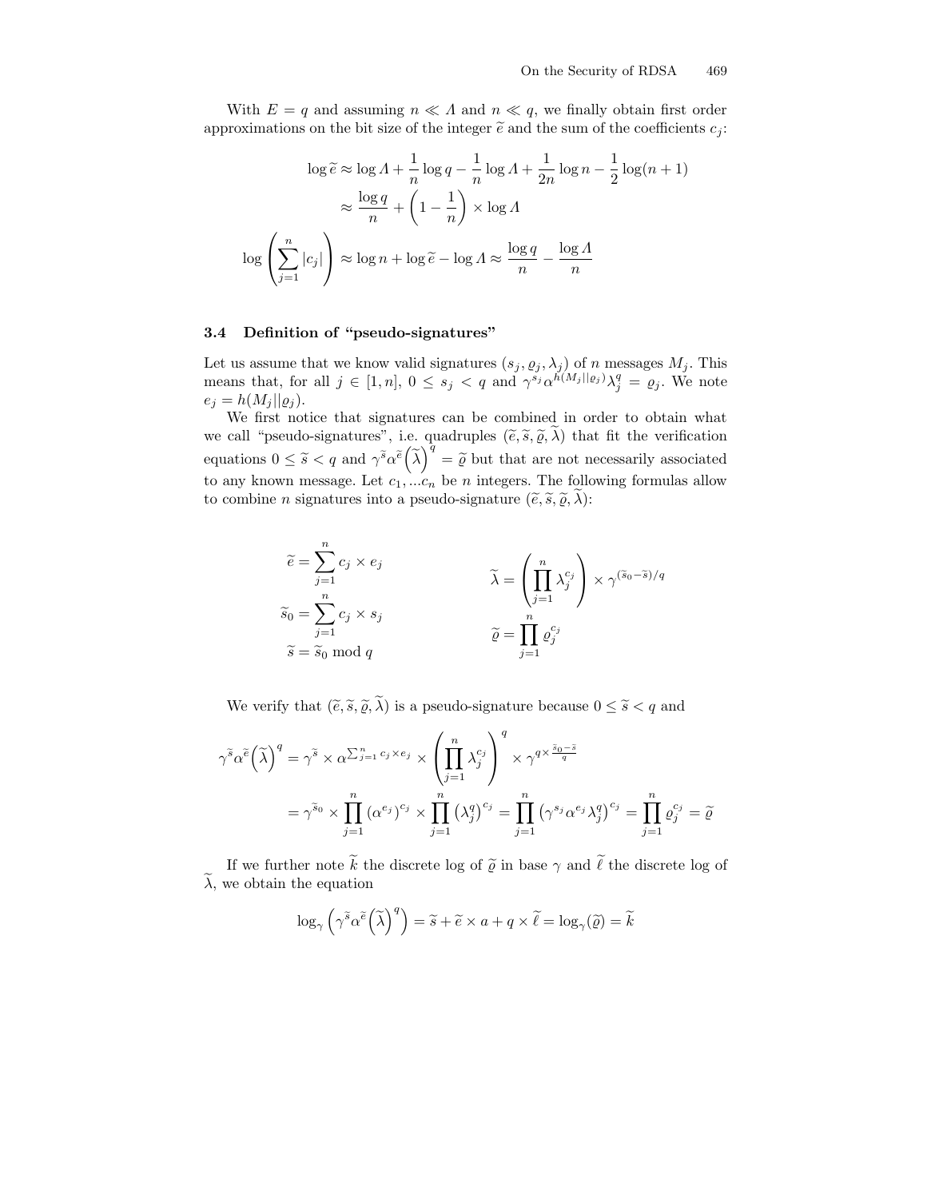With $E = q$ and assuming $n \ll \Lambda$ and $n \ll q$, we finally obtain first order approximations on the bit size of the integer $\widetilde{e}$ and the sum of the coefficients $c_j$:

$$
\begin{aligned}
\log \widetilde{e} &\approx \log \Lambda + \frac{1}{n}\log q - \frac{1}{n}\log \Lambda + \frac{1}{2n}\log n - \frac{1}{2}\log(n+1) \\
&\approx \frac{\log q}{n} + \left(1 - \frac{1}{n}\right) \times \log \Lambda \\
\log\left(\sum_{j=1}^{n} |c_j|\right) &\approx \log n + \log \widetilde{e} - \log \Lambda \approx \frac{\log q}{n} - \frac{\log \Lambda}{n}
\end{aligned}
$$

### 3.4 Definition of "pseudo-signatures"

Let us assume that we know valid signatures $(s_j, \varrho_j, \lambda_j)$ of $n$ messages $M_j$. This means that, for all $j \in [1, n]$, $0 \leq s_j < q$ and $\gamma^{s_j}\alpha^{h(M_j||\varrho_j)}\lambda_j^q = \varrho_j$. We note $e_j = h(M_j||\varrho_j)$.

We first notice that signatures can be combined in order to obtain what we call "pseudo-signatures", i.e. quadruples $(\widetilde{e}, \widetilde{s}, \widetilde{\varrho}, \widetilde{\lambda})$ that fit the verification equations $0 \leq \widetilde{s} < q$ and $\gamma^{\widetilde{s}}\alpha^{\widetilde{e}}\left(\widetilde{\lambda}\right)^q = \widetilde{\varrho}$ but that are not necessarily associated to any known message. Let $c_1, ...c_n$ be $n$ integers. The following formulas allow to combine $n$ signatures into a pseudo-signature $(\widetilde{e}, \widetilde{s}, \widetilde{\varrho}, \widetilde{\lambda})$:

$$
\widetilde{e} = \sum_{j=1}^{n} c_j \times e_j \qquad \widetilde{\lambda} = \left(\prod_{j=1}^{n} \lambda_j^{c_j}\right) \times \gamma^{(\widetilde{s}_0 - \widetilde{s})/q}
$$

$$
\widetilde{s}_0 = \sum_{j=1}^{n} c_j \times s_j \qquad \widetilde{\varrho} = \prod_{j=1}^{n} \varrho_j^{c_j}
$$

$$
\widetilde{s} = \widetilde{s}_0 \bmod q
$$

We verify that $(\widetilde{e}, \widetilde{s}, \widetilde{\varrho}, \widetilde{\lambda})$ is a pseudo-signature because $0 \leq \widetilde{s} < q$ and

$$
\begin{aligned}
\gamma^{\widetilde{s}}\alpha^{\widetilde{e}}\left(\widetilde{\lambda}\right)^q &= \gamma^{\widetilde{s}} \times \alpha^{\sum_{j=1}^{n} c_j \times e_j} \times \left(\prod_{j=1}^{n} \lambda_j^{c_j}\right)^q \times \gamma^{q \times \frac{\widetilde{s}_0 - \widetilde{s}}{q}} \\
&= \gamma^{\widetilde{s}_0} \times \prod_{j=1}^{n} \left(\alpha^{e_j}\right)^{c_j} \times \prod_{j=1}^{n} \left(\lambda_j^q\right)^{c_j} = \prod_{j=1}^{n} \left(\gamma^{s_j}\alpha^{e_j}\lambda_j^q\right)^{c_j} = \prod_{j=1}^{n} \varrho_j^{c_j} = \widetilde{\varrho}
\end{aligned}
$$

If we further note $\widetilde{k}$ the discrete log of $\widetilde{\varrho}$ in base $\gamma$ and $\widetilde{\ell}$ the discrete log of $\widetilde{\lambda}$, we obtain the equation

$$
\log_\gamma \left(\gamma^{\widetilde{s}}\alpha^{\widetilde{e}}\left(\widetilde{\lambda}\right)^q\right) = \widetilde{s} + \widetilde{e} \times a + q \times \widetilde{\ell} = \log_\gamma(\widetilde{\varrho}) = \widetilde{k}
$$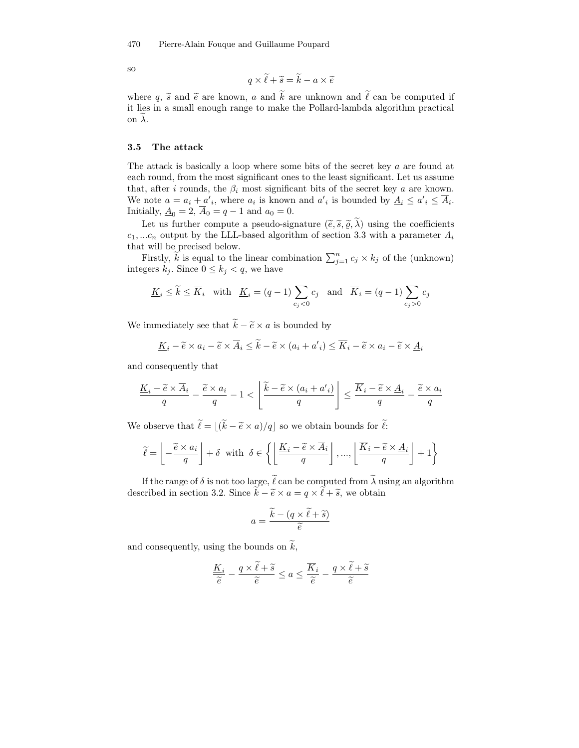so

$$q \times \widetilde{\ell} + \widetilde{s} = \widetilde{k} - a \times \widetilde{e}$$

where $q$, $\widetilde{s}$ and $\widetilde{e}$ are known, $a$ and $\widetilde{k}$ are unknown and $\widetilde{\ell}$ can be computed if it lies in a small enough range to make the Pollard-lambda algorithm practical on $\widetilde{\lambda}$.

### 3.5 The attack

The attack is basically a loop where some bits of the secret key $a$ are found at each round, from the most significant ones to the least significant. Let us assume that, after $i$ rounds, the $\beta_i$ most significant bits of the secret key $a$ are known. We note $a = a_i + a'_i$, where $a_i$ is known and $a'_i$ is bounded by $\underline{A}_i \leq a'_i \leq \overline{A}_i$. Initially, $\underline{A}_0 = 2$, $\overline{A}_0 = q - 1$ and $a_0 = 0$.

Let us further compute a pseudo-signature $(\widetilde{e}, \widetilde{s}, \widetilde{\varrho}, \widetilde{\lambda})$ using the coefficients $c_1, ...c_n$ output by the LLL-based algorithm of section 3.3 with a parameter $\Lambda_i$ that will be precised below.

Firstly, $\widetilde{k}$ is equal to the linear combination $\sum_{j=1}^{n} c_j \times k_j$ of the (unknown) integers $k_j$. Since $0 \leq k_j < q$, we have

$$\underline{K}_i \leq \widetilde{k} \leq \overline{K}_i \quad \text{with} \quad \underline{K}_i = (q-1)\sum_{c_j<0} c_j \quad \text{and} \quad \overline{K}_i = (q-1)\sum_{c_j>0} c_j$$

We immediately see that $\widetilde{k} - \widetilde{e} \times a$ is bounded by

$$\underline{K}_i - \widetilde{e} \times a_i - \widetilde{e} \times \overline{A}_i \leq \widetilde{k} - \widetilde{e} \times (a_i + a'_i) \leq \overline{K}_i - \widetilde{e} \times a_i - \widetilde{e} \times \underline{A}_i$$

and consequently that

$$\frac{\underline{K}_i - \widetilde{e} \times \overline{A}_i}{q} - \frac{\widetilde{e} \times a_i}{q} - 1 < \left\lfloor \frac{\widetilde{k} - \widetilde{e} \times (a_i + a'_i)}{q} \right\rfloor \leq \frac{\overline{K}_i - \widetilde{e} \times \underline{A}_i}{q} - \frac{\widetilde{e} \times a_i}{q}$$

We observe that $\widetilde{\ell} = \lfloor (\widetilde{k} - \widetilde{e} \times a)/q \rfloor$ so we obtain bounds for $\widetilde{\ell}$:

$$\widetilde{\ell} = \left\lfloor -\frac{\widetilde{e} \times a_i}{q} \right\rfloor + \delta \ \text{ with } \ \delta \in \left\{ \left\lfloor \frac{\underline{K}_i - \widetilde{e} \times \overline{A}_i}{q} \right\rfloor, ..., \left\lfloor \frac{\overline{K}_i - \widetilde{e} \times \underline{A}_i}{q} \right\rfloor + 1 \right\}$$

If the range of $\delta$ is not too large, $\widetilde{\ell}$ can be computed from $\widetilde{\lambda}$ using an algorithm described in section 3.2. Since $\widetilde{k} - \widetilde{e} \times a = q \times \widetilde{\ell} + \widetilde{s}$, we obtain

$$a = \frac{\widetilde{k} - (q \times \widetilde{\ell} + \widetilde{s})}{\widetilde{e}}$$

and consequently, using the bounds on $\widetilde{k}$,

$$\frac{\underline{K}_i}{\widetilde{e}} - \frac{q \times \widetilde{\ell} + \widetilde{s}}{\widetilde{e}} \leq a \leq \frac{\overline{K}_i}{\widetilde{e}} - \frac{q \times \widetilde{\ell} + \widetilde{s}}{\widetilde{e}}$$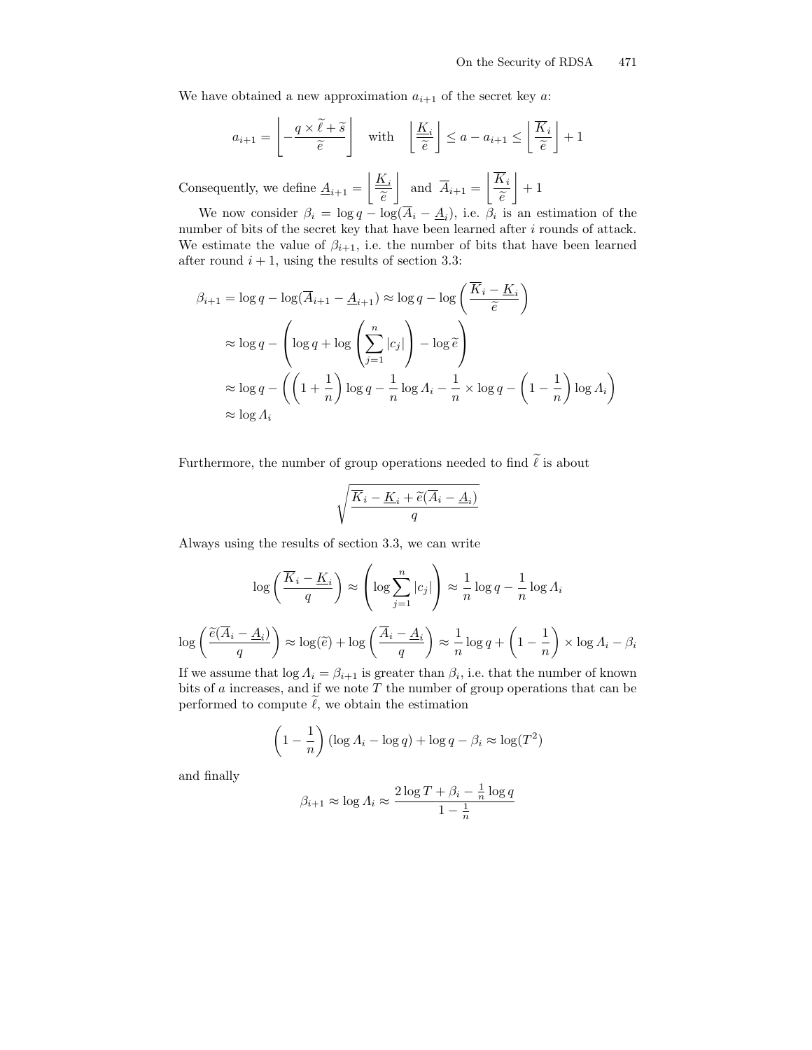We have obtained a new approximation $a_{i+1}$ of the secret key $a$:

$$a_{i+1} = \left\lfloor -\frac{q \times \widetilde{\ell} + \widetilde{s}}{\widetilde{e}} \right\rfloor \quad \text{with} \quad \left\lfloor \frac{\underline{K}_i}{\widetilde{e}} \right\rfloor \leq a - a_{i+1} \leq \left\lfloor \frac{\overline{K}_i}{\widetilde{e}} \right\rfloor + 1$$

Consequently, we define $\underline{A}_{i+1} = \left\lfloor \frac{\underline{K}_i}{\widetilde{e}} \right\rfloor$ and $\overline{A}_{i+1} = \left\lfloor \frac{\overline{K}_i}{\widetilde{e}} \right\rfloor + 1$

We now consider $\beta_i = \log q - \log(\overline{A}_i - \underline{A}_i)$, i.e. $\beta_i$ is an estimation of the number of bits of the secret key that have been learned after $i$ rounds of attack. We estimate the value of $\beta_{i+1}$, i.e. the number of bits that have been learned after round $i+1$, using the results of section 3.3:

$$\begin{aligned}
\beta_{i+1} = \log q - \log(\overline{A}_{i+1} - \underline{A}_{i+1}) &\approx \log q - \log\left(\frac{\overline{K}_i - \underline{K}_i}{\widetilde{e}}\right) \\
&\approx \log q - \left(\log q + \log\left(\sum_{j=1}^{n} |c_j|\right) - \log \widetilde{e}\right) \\
&\approx \log q - \left(\left(1 + \frac{1}{n}\right)\log q - \frac{1}{n}\log \Lambda_i - \frac{1}{n} \times \log q - \left(1 - \frac{1}{n}\right)\log \Lambda_i\right) \\
&\approx \log \Lambda_i
\end{aligned}$$

Furthermore, the number of group operations needed to find $\widetilde{\ell}$ is about

$$\sqrt{\frac{\overline{K}_i - \underline{K}_i + \widetilde{e}(\overline{A}_i - \underline{A}_i)}{q}}$$

Always using the results of section 3.3, we can write

$$\log\left(\frac{\overline{K}_i - \underline{K}_i}{q}\right) \approx \left(\log \sum_{j=1}^{n} |c_j|\right) \approx \frac{1}{n}\log q - \frac{1}{n}\log \Lambda_i$$

$$\log\left(\frac{\widetilde{e}(\overline{A}_i - \underline{A}_i)}{q}\right) \approx \log(\widetilde{e}) + \log\left(\frac{\overline{A}_i - \underline{A}_i}{q}\right) \approx \frac{1}{n}\log q + \left(1 - \frac{1}{n}\right) \times \log \Lambda_i - \beta_i$$

If we assume that $\log \Lambda_i = \beta_{i+1}$ is greater than $\beta_i$, i.e. that the number of known bits of $a$ increases, and if we note $T$ the number of group operations that can be performed to compute $\widetilde{\ell}$, we obtain the estimation

$$\left(1 - \frac{1}{n}\right)(\log \Lambda_i - \log q) + \log q - \beta_i \approx \log(T^2)$$

and finally

$$\beta_{i+1} \approx \log \Lambda_i \approx \frac{2\log T + \beta_i - \frac{1}{n}\log q}{1 - \frac{1}{n}}$$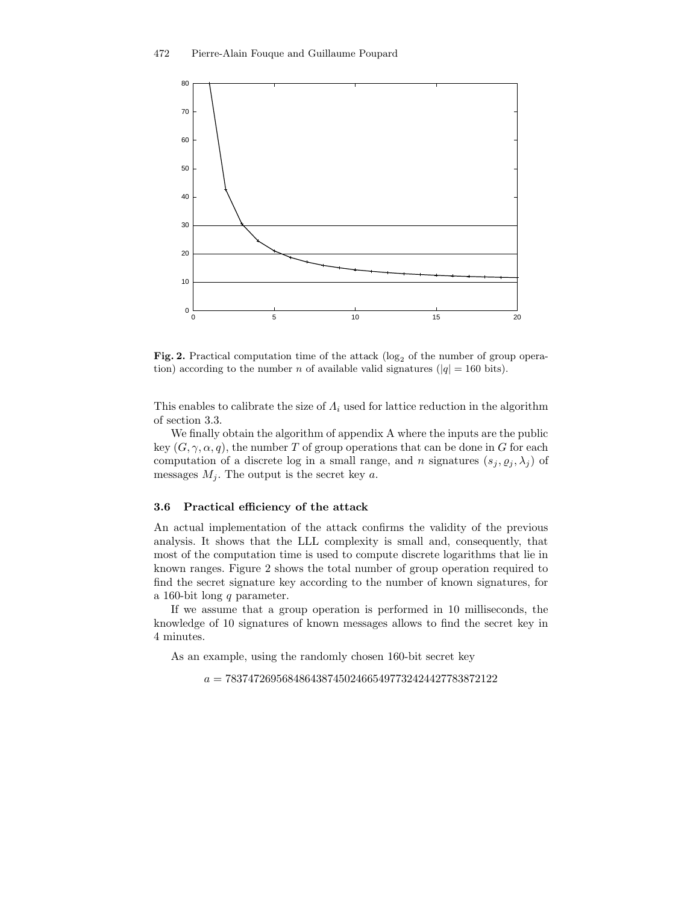**Fig. 2.** Practical computation time of the attack ($\log_2$ of the number of group operation) according to the number $n$ of available valid signatures ($|q| = 160$ bits).

This enables to calibrate the size of $\Lambda_i$ used for lattice reduction in the algorithm of section 3.3.

We finally obtain the algorithm of appendix A where the inputs are the public key $(G, \gamma, \alpha, q)$, the number $T$ of group operations that can be done in $G$ for each computation of a discrete log in a small range, and $n$ signatures $(s_j, \varrho_j, \lambda_j)$ of messages $M_j$. The output is the secret key $a$.

### 3.6 Practical efficiency of the attack

An actual implementation of the attack confirms the validity of the previous analysis. It shows that the LLL complexity is small and, consequently, that most of the computation time is used to compute discrete logarithms that lie in known ranges. Figure 2 shows the total number of group operation required to find the secret signature key according to the number of known signatures, for a 160-bit long $q$ parameter.

If we assume that a group operation is performed in 10 milliseconds, the knowledge of 10 signatures of known messages allows to find the secret key in 4 minutes.

As an example, using the randomly chosen 160-bit secret key

$$a = 783747269568486438745024665497732424427783872122$$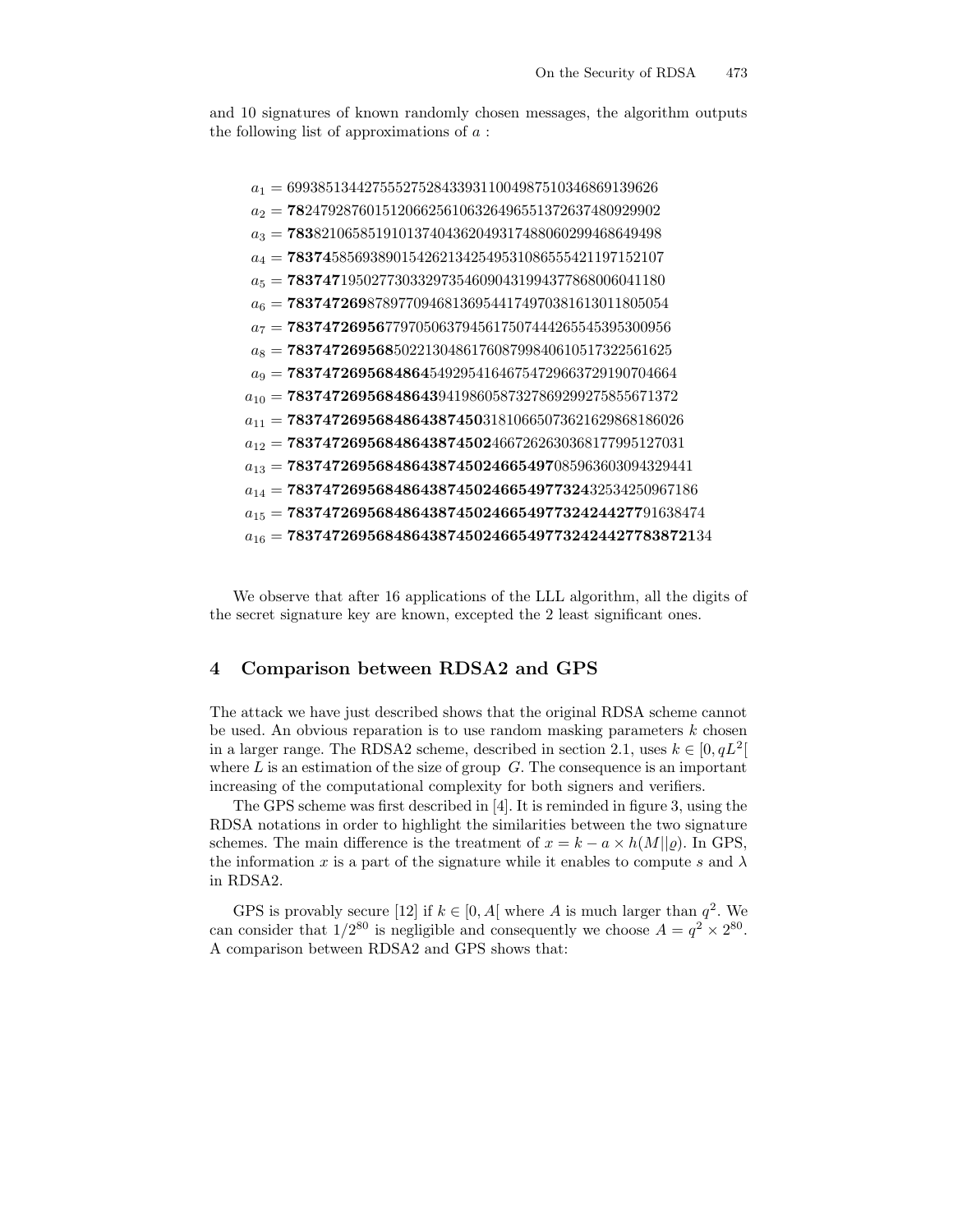and 10 signatures of known randomly chosen messages, the algorithm outputs the following list of approximations of $a$ :

$a_1 =$ 69938513442755527528433931100498751034686913962​6

$a_2 =$ **78**2479287601512066256106326496551372637480929902

$a_3 =$ **783**8210658519101374043620493174880602994686494​98

$a_4 =$ **78374**58569389015426213425495310865554211971521​07

$a_5 =$ **783747**1950277303329735460904319943778680060411​80

$a_6 =$ **783747269**8789770946813695441749703816130118050​54

$a_7 =$ **78374726956**77970506379456175074442655453953009​56

$a_8 =$ **783747269568**5022130486176087998406105173225616​25

$a_9 =$ **7837472695684864**54929541646754729663729190704664

$a_{10} =$ **78374726956848643**9419860587327869299275855671372

$a_{11} =$ **7837472695684864387450**3181066507362162986818602​6

$a_{12} =$ **78374726956848643874502**466726263036817799512703​1

$a_{13} =$ **78374726956848643874502466549​7**085963603094329441

$a_{14} =$ **783747269568486438745024665497​7324**32534250967186

$a_{15} =$ **7837472695684864387450246654977324244277**91638474

$a_{16} =$ **78374726956848643874502466549773242442778387​21**34

We observe that after 16 applications of the LLL algorithm, all the digits of the secret signature key are known, excepted the 2 least significant ones.

## 4 Comparison between RDSA2 and GPS

The attack we have just described shows that the original RDSA scheme cannot be used. An obvious reparation is to use random masking parameters $k$ chosen in a larger range. The RDSA2 scheme, described in section 2.1, uses $k \in [0, qL^2[$ where $L$ is an estimation of the size of group $G$. The consequence is an important increasing of the computational complexity for both signers and verifiers.

The GPS scheme was first described in [4]. It is reminded in figure 3, using the RDSA notations in order to highlight the similarities between the two signature schemes. The main difference is the treatment of $x = k - a \times h(M||\varrho)$. In GPS, the information $x$ is a part of the signature while it enables to compute $s$ and $\lambda$ in RDSA2.

GPS is provably secure [12] if $k \in [0, A[$ where $A$ is much larger than $q^2$. We can consider that $1/2^{80}$ is negligible and consequently we choose $A = q^2 \times 2^{80}$. A comparison between RDSA2 and GPS shows that: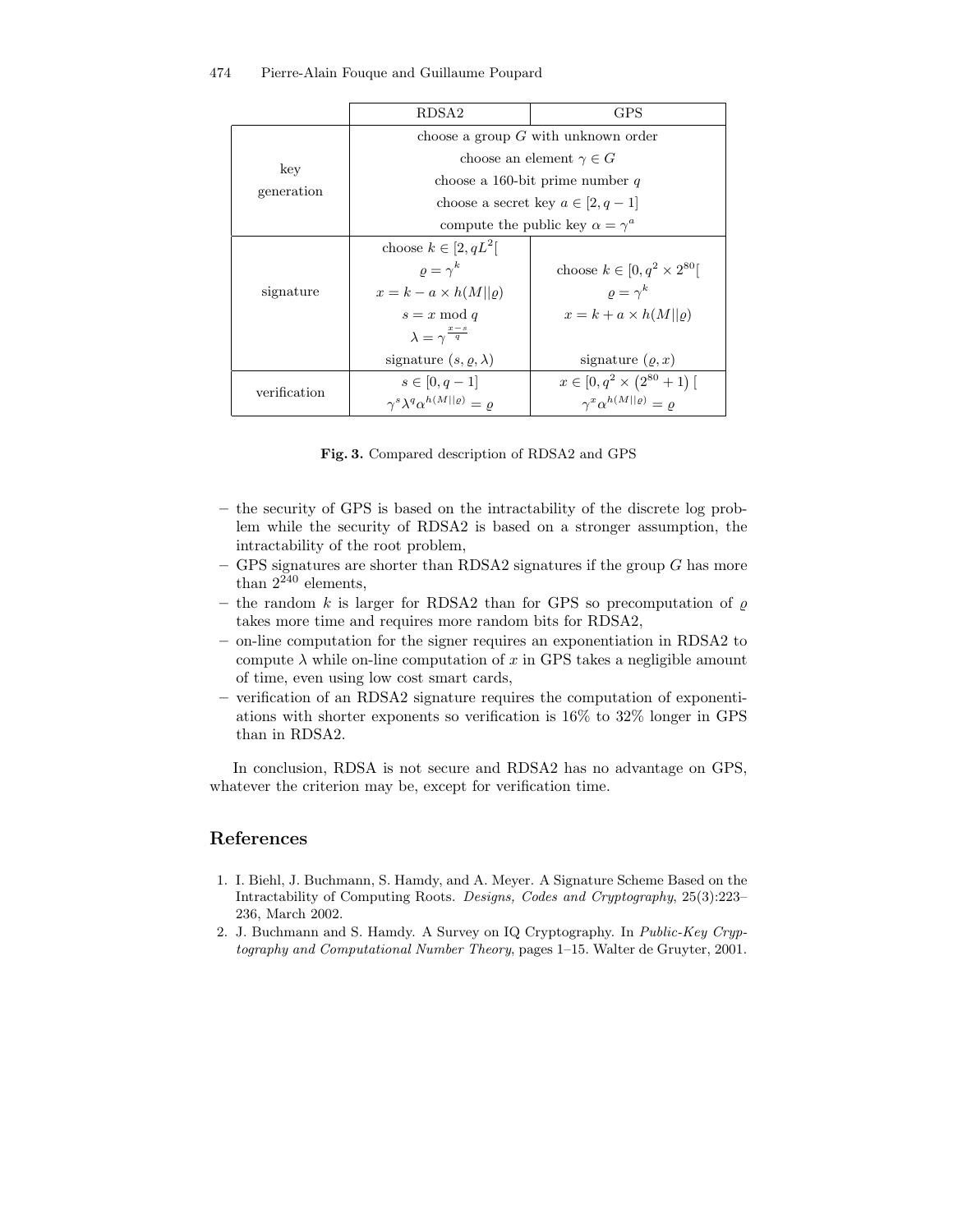| | RDSA2 | GPS |
|---|---|---|
| key generation | choose a group $G$ with unknown order | |
| | choose an element $\gamma \in G$ | |
| | choose a 160-bit prime number $q$ | |
| | choose a secret key $a \in [2, q-1]$ | |
| | compute the public key $\alpha = \gamma^a$ | |
| signature | choose $k \in [2, qL^2[$ | choose $k \in [0, q^2 \times 2^{80}[$ |
| | $\varrho = \gamma^k$ | $\varrho = \gamma^k$ |
| | $x = k - a \times h(M\|\|\varrho)$ | $x = k + a \times h(M\|\|\varrho)$ |
| | $s = x \bmod q$ | |
| | $\lambda = \gamma^{\frac{x-s}{q}}$ | |
| | signature $(s, \varrho, \lambda)$ | signature $(\varrho, x)$ |
| verification | $s \in [0, q-1]$ | $x \in [0, q^2 \times (2^{80}+1)\ [$ |
| | $\gamma^s \lambda^q \alpha^{h(M\|\|\varrho)} = \varrho$ | $\gamma^x \alpha^{h(M\|\|\varrho)} = \varrho$ |

**Fig. 3.** Compared description of RDSA2 and GPS

- the security of GPS is based on the intractability of the discrete log problem while the security of RDSA2 is based on a stronger assumption, the intractability of the root problem,
- GPS signatures are shorter than RDSA2 signatures if the group $G$ has more than $2^{240}$ elements,
- the random $k$ is larger for RDSA2 than for GPS so precomputation of $\varrho$ takes more time and requires more random bits for RDSA2,
- on-line computation for the signer requires an exponentiation in RDSA2 to compute $\lambda$ while on-line computation of $x$ in GPS takes a negligible amount of time, even using low cost smart cards,
- verification of an RDSA2 signature requires the computation of exponentiations with shorter exponents so verification is 16% to 32% longer in GPS than in RDSA2.

In conclusion, RDSA is not secure and RDSA2 has no advantage on GPS, whatever the criterion may be, except for verification time.

## References

1. I. Biehl, J. Buchmann, S. Hamdy, and A. Meyer. A Signature Scheme Based on the Intractability of Computing Roots. *Designs, Codes and Cryptography*, 25(3):223–236, March 2002.
2. J. Buchmann and S. Hamdy. A Survey on IQ Cryptography. In *Public-Key Cryptography and Computational Number Theory*, pages 1–15. Walter de Gruyter, 2001.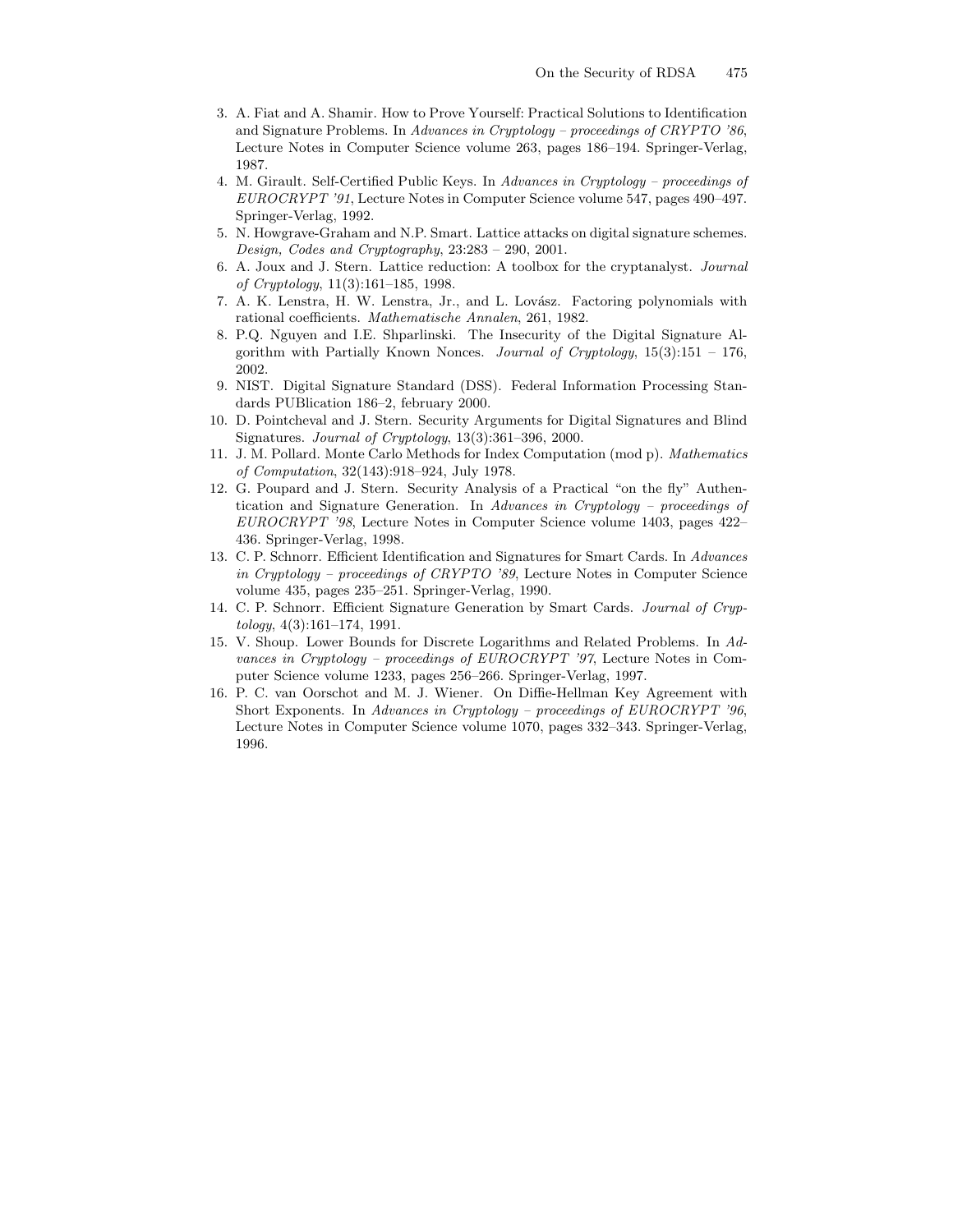3. A. Fiat and A. Shamir. How to Prove Yourself: Practical Solutions to Identification and Signature Problems. In *Advances in Cryptology – proceedings of CRYPTO '86*, Lecture Notes in Computer Science volume 263, pages 186–194. Springer-Verlag, 1987.
4. M. Girault. Self-Certified Public Keys. In *Advances in Cryptology – proceedings of EUROCRYPT '91*, Lecture Notes in Computer Science volume 547, pages 490–497. Springer-Verlag, 1992.
5. N. Howgrave-Graham and N.P. Smart. Lattice attacks on digital signature schemes. *Design, Codes and Cryptography*, 23:283 – 290, 2001.
6. A. Joux and J. Stern. Lattice reduction: A toolbox for the cryptanalyst. *Journal of Cryptology*, 11(3):161–185, 1998.
7. A. K. Lenstra, H. W. Lenstra, Jr., and L. Lovász. Factoring polynomials with rational coefficients. *Mathematische Annalen*, 261, 1982.
8. P.Q. Nguyen and I.E. Shparlinski. The Insecurity of the Digital Signature Algorithm with Partially Known Nonces. *Journal of Cryptology*, 15(3):151 – 176, 2002.
9. NIST. Digital Signature Standard (DSS). Federal Information Processing Standards PUBlication 186–2, february 2000.
10. D. Pointcheval and J. Stern. Security Arguments for Digital Signatures and Blind Signatures. *Journal of Cryptology*, 13(3):361–396, 2000.
11. J. M. Pollard. Monte Carlo Methods for Index Computation (mod p). *Mathematics of Computation*, 32(143):918–924, July 1978.
12. G. Poupard and J. Stern. Security Analysis of a Practical "on the fly" Authentication and Signature Generation. In *Advances in Cryptology – proceedings of EUROCRYPT '98*, Lecture Notes in Computer Science volume 1403, pages 422–436. Springer-Verlag, 1998.
13. C. P. Schnorr. Efficient Identification and Signatures for Smart Cards. In *Advances in Cryptology – proceedings of CRYPTO '89*, Lecture Notes in Computer Science volume 435, pages 235–251. Springer-Verlag, 1990.
14. C. P. Schnorr. Efficient Signature Generation by Smart Cards. *Journal of Cryptology*, 4(3):161–174, 1991.
15. V. Shoup. Lower Bounds for Discrete Logarithms and Related Problems. In *Advances in Cryptology – proceedings of EUROCRYPT '97*, Lecture Notes in Computer Science volume 1233, pages 256–266. Springer-Verlag, 1997.
16. P. C. van Oorschot and M. J. Wiener. On Diffie-Hellman Key Agreement with Short Exponents. In *Advances in Cryptology – proceedings of EUROCRYPT '96*, Lecture Notes in Computer Science volume 1070, pages 332–343. Springer-Verlag, 1996.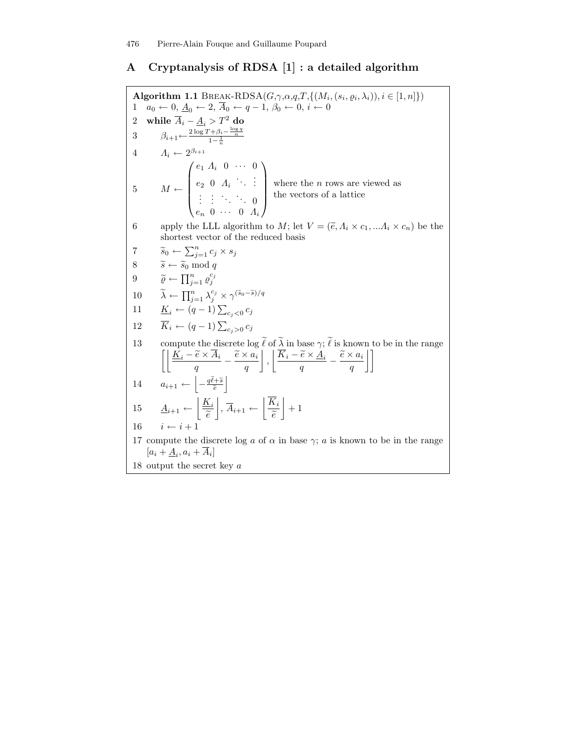# A Cryptanalysis of RDSA [1] : a detailed algorithm

**Algorithm 1.1** Break-RDSA($G$,$\gamma$,$\alpha$,$q$,$T$,$\{(M_i,(s_i,\varrho_i,\lambda_i)), i \in [1,n]\}$)

1 $a_0 \leftarrow 0$, $\underline{A}_0 \leftarrow 2$, $\overline{A}_0 \leftarrow q-1$, $\beta_0 \leftarrow 0$, $i \leftarrow 0$

2 **while** $\overline{A}_i - \underline{A}_i > T^2$ **do**

3 $\quad \beta_{i+1} \leftarrow \frac{2\log T + \beta_i - \frac{\log q}{n}}{1-\frac{1}{n}}$

4 $\quad \Lambda_i \leftarrow 2^{\beta_{i+1}}$

5 $\quad M \leftarrow \begin{pmatrix} e_1 & \Lambda_i & 0 & \cdots & 0 \\ e_2 & 0 & \Lambda_i & \ddots & \vdots \\ \vdots & \vdots & \ddots & \ddots & 0 \\ e_n & 0 & \cdots & 0 & \Lambda_i \end{pmatrix}$ where the $n$ rows are viewed as the vectors of a lattice

6 $\quad$ apply the LLL algorithm to $M$; let $V = (\widetilde{e}, \Lambda_i \times c_1, \ldots \Lambda_i \times c_n)$ be the shortest vector of the reduced basis

7 $\quad \widetilde{s}_0 \leftarrow \sum_{j=1}^n c_j \times s_j$

8 $\quad \widetilde{s} \leftarrow \widetilde{s}_0 \bmod q$

9 $\quad \widetilde{\varrho} \leftarrow \prod_{j=1}^n \varrho_j^{c_j}$

10 $\quad \widetilde{\lambda} \leftarrow \prod_{j=1}^n \lambda_j^{c_j} \times \gamma^{(\widetilde{s}_0 - \widetilde{s})/q}$

11 $\quad \underline{K}_i \leftarrow (q-1)\sum_{c_j<0} c_j$

12 $\quad \overline{K}_i \leftarrow (q-1)\sum_{c_j>0} c_j$

13 $\quad$ compute the discrete log $\widetilde{\ell}$ of $\widetilde{\lambda}$ in base $\gamma$; $\widetilde{\ell}$ is known to be in the range $\left[\left\lfloor \frac{\underline{K}_i - \widetilde{e}\times\overline{A}_i}{q} - \frac{\widetilde{e}\times a_i}{q}\right\rfloor, \left\lfloor \frac{\overline{K}_i - \widetilde{e}\times\underline{A}_i}{q} - \frac{\widetilde{e}\times a_i}{q}\right\rfloor\right]$

14 $\quad a_{i+1} \leftarrow \left\lfloor -\frac{q\widetilde{\ell}+\widetilde{s}}{\widetilde{e}}\right\rfloor$

15 $\quad \underline{A}_{i+1} \leftarrow \left\lfloor \frac{\underline{K}_i}{\widetilde{e}} \right\rfloor$, $\overline{A}_{i+1} \leftarrow \left\lfloor \frac{\overline{K}_i}{\widetilde{e}} \right\rfloor + 1$

16 $\quad i \leftarrow i+1$

17 compute the discrete log $a$ of $\alpha$ in base $\gamma$; $a$ is known to be in the range $[a_i + \underline{A}_i, a_i + \overline{A}_i]$

18 output the secret key $a$